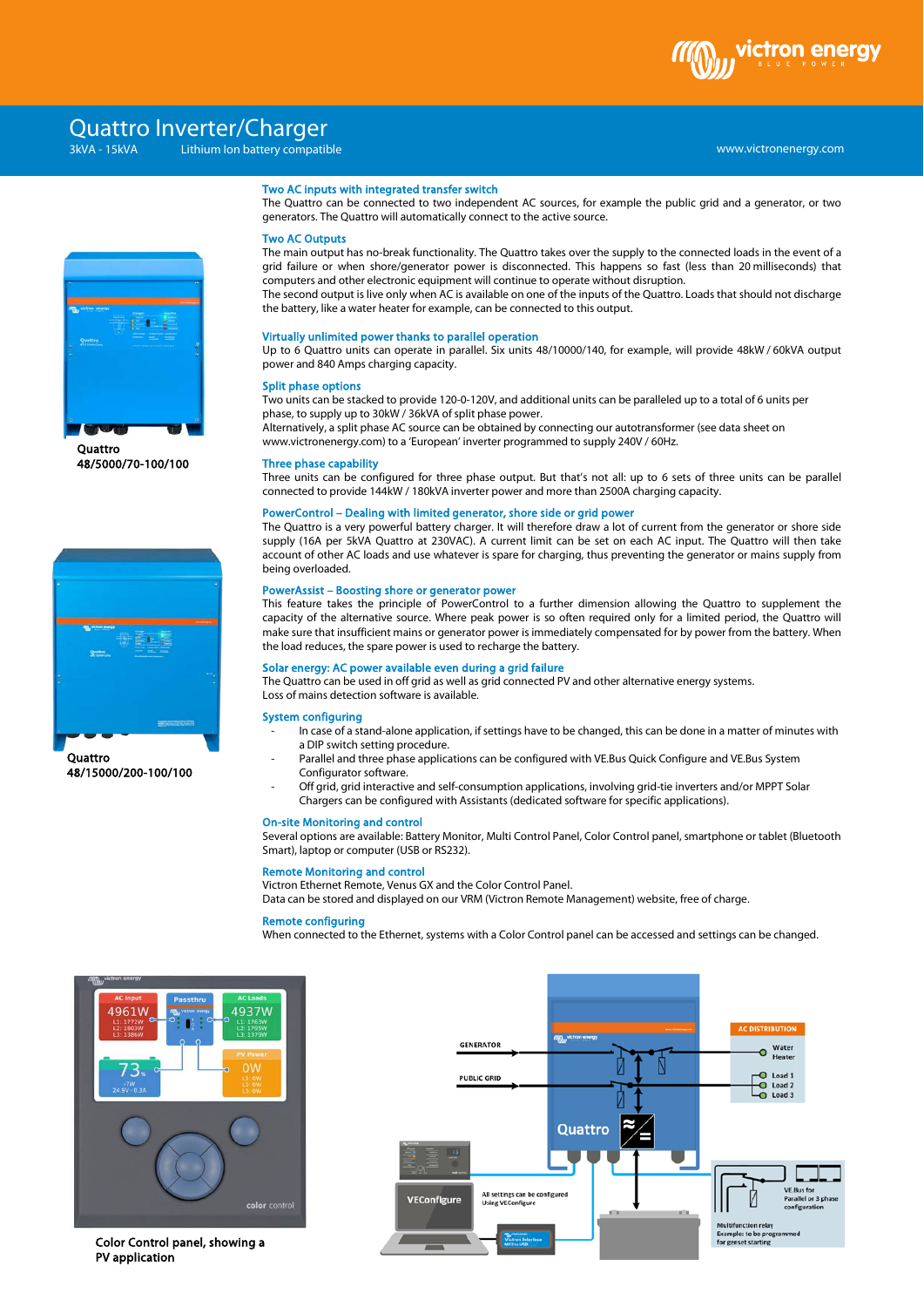# Quattro Inverter/Charger

3kVA - 15kVA Lithium Ion battery compatible

www.victronenergy.com

Quattro
48/5000/70-100/100

Quattro
48/15000/200-100/100

## Two AC inputs with integrated transfer switch

The Quattro can be connected to two independent AC sources, for example the public grid and a generator, or two generators. The Quattro will automatically connect to the active source.

## Two AC Outputs

The main output has no-break functionality. The Quattro takes over the supply to the connected loads in the event of a grid failure or when shore/generator power is disconnected. This happens so fast (less than 20 milliseconds) that computers and other electronic equipment will continue to operate without disruption.
The second output is live only when AC is available on one of the inputs of the Quattro. Loads that should not discharge the battery, like a water heater for example, can be connected to this output.

## Virtually unlimited power thanks to parallel operation

Up to 6 Quattro units can operate in parallel. Six units 48/10000/140, for example, will provide 48kW / 60kVA output power and 840 Amps charging capacity.

## Split phase options

Two units can be stacked to provide 120-0-120V, and additional units can be paralleled up to a total of 6 units per phase, to supply up to 30kW / 36kVA of split phase power.
Alternatively, a split phase AC source can be obtained by connecting our autotransformer (see data sheet on www.victronenergy.com) to a 'European' inverter programmed to supply 240V / 60Hz.

## Three phase capability

Three units can be configured for three phase output. But that's not all: up to 6 sets of three units can be parallel connected to provide 144kW / 180kVA inverter power and more than 2500A charging capacity.

## PowerControl – Dealing with limited generator, shore side or grid power

The Quattro is a very powerful battery charger. It will therefore draw a lot of current from the generator or shore side supply (16A per 5kVA Quattro at 230VAC). A current limit can be set on each AC input. The Quattro will then take account of other AC loads and use whatever is spare for charging, thus preventing the generator or mains supply from being overloaded.

## PowerAssist – Boosting shore or generator power

This feature takes the principle of PowerControl to a further dimension allowing the Quattro to supplement the capacity of the alternative source. Where peak power is so often required only for a limited period, the Quattro will make sure that insufficient mains or generator power is immediately compensated for by power from the battery. When the load reduces, the spare power is used to recharge the battery.

## Solar energy: AC power available even during a grid failure

The Quattro can be used in off grid as well as grid connected PV and other alternative energy systems.
Loss of mains detection software is available.

## System configuring

- In case of a stand-alone application, if settings have to be changed, this can be done in a matter of minutes with a DIP switch setting procedure.
- Parallel and three phase applications can be configured with VE.Bus Quick Configure and VE.Bus System Configurator software.
- Off grid, grid interactive and self-consumption applications, involving grid-tie inverters and/or MPPT Solar Chargers can be configured with Assistants (dedicated software for specific applications).

## On-site Monitoring and control

Several options are available: Battery Monitor, Multi Control Panel, Color Control panel, smartphone or tablet (Bluetooth Smart), laptop or computer (USB or RS232).

## Remote Monitoring and control

Victron Ethernet Remote, Venus GX and the Color Control Panel.
Data can be stored and displayed on our VRM (Victron Remote Management) website, free of charge.

## Remote configuring

When connected to the Ethernet, systems with a Color Control panel can be accessed and settings can be changed.

Color Control panel, showing a PV application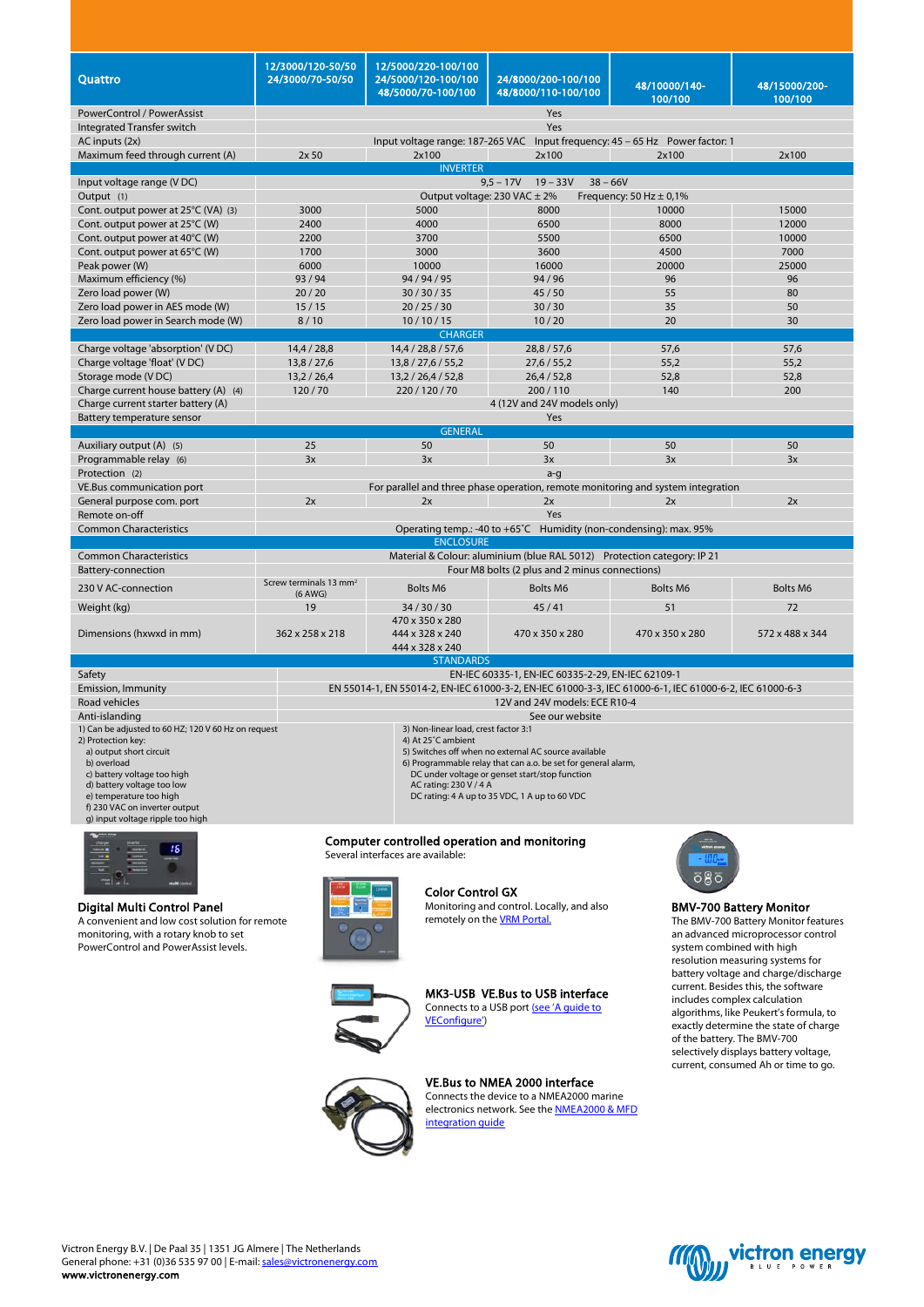| Quattro | 12/3000/120-50/50 24/3000/70-50/50 | 12/5000/220-100/100 24/5000/120-100/100 48/5000/70-100/100 | 24/8000/200-100/100 48/8000/110-100/100 | 48/10000/140-100/100 | 48/15000/200-100/100 |
|---|---|---|---|---|---|
| PowerControl / PowerAssist | Yes | | | | |
| Integrated Transfer switch | Yes | | | | |
| AC inputs (2x) | Input voltage range: 187-265 VAC Input frequency: 45 – 65 Hz Power factor: 1 | | | | |
| Maximum feed through current (A) | 2x 50 | 2x100 | 2x100 | 2x100 | 2x100 |
| **INVERTER** | | | | | |
| Input voltage range (V DC) | 9,5 – 17V 19 – 33V 38 – 66V | | | | |
| Output (1) | Output voltage: 230 VAC ± 2% Frequency: 50 Hz ± 0,1% | | | | |
| Cont. output power at 25°C (VA) (3) | 3000 | 5000 | 8000 | 10000 | 15000 |
| Cont. output power at 25°C (W) | 2400 | 4000 | 6500 | 8000 | 12000 |
| Cont. output power at 40°C (W) | 2200 | 3700 | 5500 | 6500 | 10000 |
| Cont. output power at 65°C (W) | 1700 | 3000 | 3600 | 4500 | 7000 |
| Peak power (W) | 6000 | 10000 | 16000 | 20000 | 25000 |
| Maximum efficiency (%) | 93 / 94 | 94 / 94 / 95 | 94 / 96 | 96 | 96 |
| Zero load power (W) | 20 / 20 | 30 / 30 / 35 | 45 / 50 | 55 | 80 |
| Zero load power in AES mode (W) | 15 / 15 | 20 / 25 / 30 | 30 / 30 | 35 | 50 |
| Zero load power in Search mode (W) | 8 / 10 | 10 / 10 / 15 | 10 / 20 | 20 | 30 |
| **CHARGER** | | | | | |
| Charge voltage 'absorption' (V DC) | 14,4 / 28,8 | 14,4 / 28,8 / 57,6 | 28,8 / 57,6 | 57,6 | 57,6 |
| Charge voltage 'float' (V DC) | 13,8 / 27,6 | 13,8 / 27,6 / 55,2 | 27,6 / 55,2 | 55,2 | 55,2 |
| Storage mode (V DC) | 13,2 / 26,4 | 13,2 / 26,4 / 52,8 | 26,4 / 52,8 | 52,8 | 52,8 |
| Charge current house battery (A) (4) | 120 / 70 | 220 / 120 / 70 | 200 / 110 | 140 | 200 |
| Charge current starter battery (A) | 4 (12V and 24V models only) | | | | |
| Battery temperature sensor | Yes | | | | |
| **GENERAL** | | | | | |
| Auxiliary output (A) (5) | 25 | 50 | 50 | 50 | 50 |
| Programmable relay (6) | 3x | 3x | 3x | 3x | 3x |
| Protection (2) | a-g | | | | |
| VE.Bus communication port | For parallel and three phase operation, remote monitoring and system integration | | | | |
| General purpose com. port | 2x | 2x | 2x | 2x | 2x |
| Remote on-off | Yes | | | | |
| Common Characteristics | Operating temp.: -40 to +65˚C Humidity (non-condensing): max. 95% | | | | |
| **ENCLOSURE** | | | | | |
| Common Characteristics | Material & Colour: aluminium (blue RAL 5012) Protection category: IP 21 | | | | |
| Battery-connection | Four M8 bolts (2 plus and 2 minus connections) | | | | |
| 230 V AC-connection | Screw terminals 13 mm² (6 AWG) | Bolts M6 | Bolts M6 | Bolts M6 | Bolts M6 |
| Weight (kg) | 19 | 34 / 30 / 30 | 45 / 41 | 51 | 72 |
| Dimensions (hxwxd in mm) | 362 x 258 x 218 | 470 x 350 x 280 444 x 328 x 240 444 x 328 x 240 | 470 x 350 x 280 | 470 x 350 x 280 | 572 x 488 x 344 |
| **STANDARDS** | | | | | |
| Safety | EN-IEC 60335-1, EN-IEC 60335-2-29, EN-IEC 62109-1 | | | | |
| Emission, Immunity | EN 55014-1, EN 55014-2, EN-IEC 61000-3-2, EN-IEC 61000-3-3, IEC 61000-6-1, IEC 61000-6-2, IEC 61000-6-3 | | | | |
| Road vehicles | 12V and 24V models: ECE R10-4 | | | | |
| Anti-islanding | See our website | | | | |

1) Can be adjusted to 60 HZ; 120 V 60 Hz on request
2) Protection key:
   a) output short circuit
   b) overload
   c) battery voltage too high
   d) battery voltage too low
   e) temperature too high
   f) 230 VAC on inverter output
   g) input voltage ripple too high
3) Non-linear load, crest factor 3:1
4) At 25˚C ambient
5) Switches off when no external AC source available
6) Programmable relay that can a.o. be set for general alarm, DC under voltage or genset start/stop function
   AC rating: 230 V / 4 A
   DC rating: 4 A up to 35 VDC, 1 A up to 60 VDC

### Digital Multi Control Panel

A convenient and low cost solution for remote monitoring, with a rotary knob to set PowerControl and PowerAssist levels.

### Computer controlled operation and monitoring

Several interfaces are available:

### Color Control GX

Monitoring and control. Locally, and also remotely on the VRM Portal.

### MK3-USB VE.Bus to USB interface

Connects to a USB port (see 'A guide to VEConfigure')

### VE.Bus to NMEA 2000 interface

Connects the device to a NMEA2000 marine electronics network. See the NMEA2000 & MFD integration guide

### BMV-700 Battery Monitor

The BMV-700 Battery Monitor features an advanced microprocessor control system combined with high resolution measuring systems for battery voltage and charge/discharge current. Besides this, the software includes complex calculation algorithms, like Peukert's formula, to exactly determine the state of charge of the battery. The BMV-700 selectively displays battery voltage, current, consumed Ah or time to go.

Victron Energy B.V. | De Paal 35 | 1351 JG Almere | The Netherlands
General phone: +31 (0)36 535 97 00 | E-mail: sales@victronenergy.com
**www.victronenergy.com**